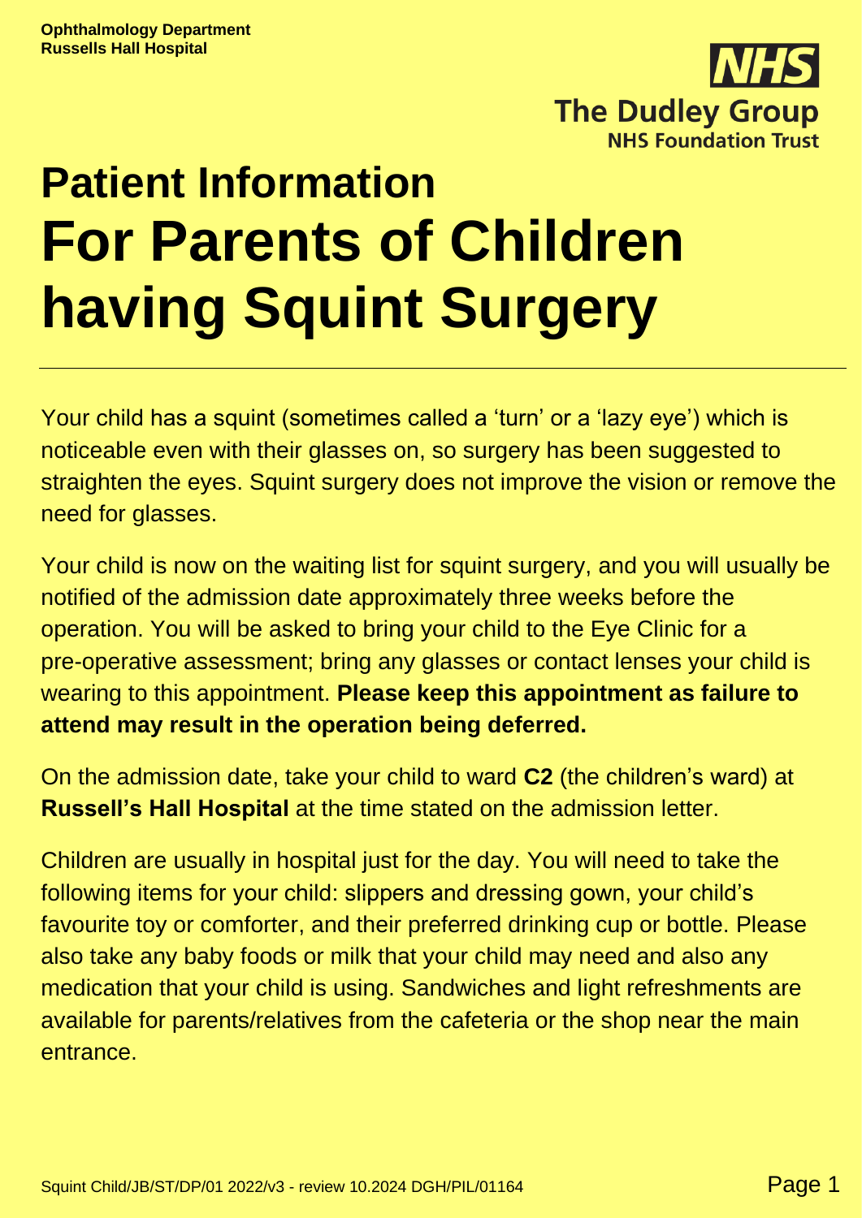Ophthalmology Department
Russells Hall Hospital

The Dudley Group
NHS Foundation Trust

# Patient Information
# For Parents of Children having Squint Surgery

Your child has a squint (sometimes called a 'turn' or a 'lazy eye') which is noticeable even with their glasses on, so surgery has been suggested to straighten the eyes. Squint surgery does not improve the vision or remove the need for glasses.

Your child is now on the waiting list for squint surgery, and you will usually be notified of the admission date approximately three weeks before the operation. You will be asked to bring your child to the Eye Clinic for a pre-operative assessment; bring any glasses or contact lenses your child is wearing to this appointment. **Please keep this appointment as failure to attend may result in the operation being deferred.**

On the admission date, take your child to ward **C2** (the children's ward) at **Russell's Hall Hospital** at the time stated on the admission letter.

Children are usually in hospital just for the day. You will need to take the following items for your child: slippers and dressing gown, your child's favourite toy or comforter, and their preferred drinking cup or bottle. Please also take any baby foods or milk that your child may need and also any medication that your child is using. Sandwiches and light refreshments are available for parents/relatives from the cafeteria or the shop near the main entrance.

Squint Child/JB/ST/DP/01 2022/v3 - review 10.2024 DGH/PIL/01164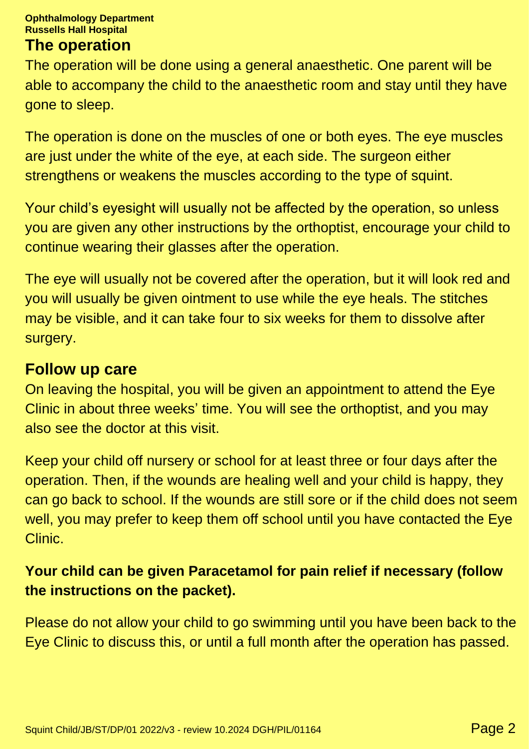## The operation

The operation will be done using a general anaesthetic. One parent will be able to accompany the child to the anaesthetic room and stay until they have gone to sleep.

The operation is done on the muscles of one or both eyes. The eye muscles are just under the white of the eye, at each side. The surgeon either strengthens or weakens the muscles according to the type of squint.

Your child's eyesight will usually not be affected by the operation, so unless you are given any other instructions by the orthoptist, encourage your child to continue wearing their glasses after the operation.

The eye will usually not be covered after the operation, but it will look red and you will usually be given ointment to use while the eye heals. The stitches may be visible, and it can take four to six weeks for them to dissolve after surgery.

## Follow up care

On leaving the hospital, you will be given an appointment to attend the Eye Clinic in about three weeks' time. You will see the orthoptist, and you may also see the doctor at this visit.

Keep your child off nursery or school for at least three or four days after the operation. Then, if the wounds are healing well and your child is happy, they can go back to school. If the wounds are still sore or if the child does not seem well, you may prefer to keep them off school until you have contacted the Eye Clinic.

**Your child can be given Paracetamol for pain relief if necessary (follow the instructions on the packet).**

Please do not allow your child to go swimming until you have been back to the Eye Clinic to discuss this, or until a full month after the operation has passed.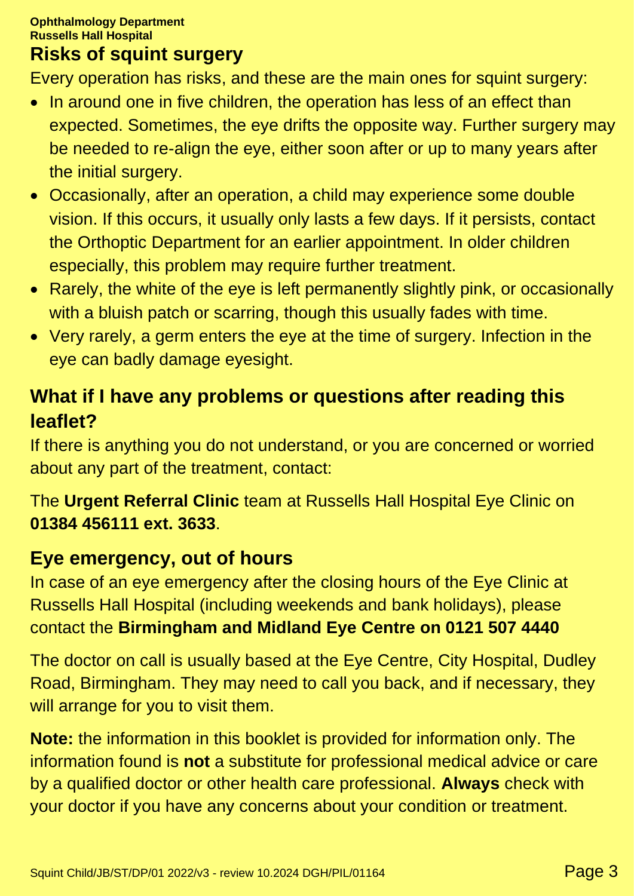## Risks of squint surgery

Every operation has risks, and these are the main ones for squint surgery:

- In around one in five children, the operation has less of an effect than expected. Sometimes, the eye drifts the opposite way. Further surgery may be needed to re-align the eye, either soon after or up to many years after the initial surgery.
- Occasionally, after an operation, a child may experience some double vision. If this occurs, it usually only lasts a few days. If it persists, contact the Orthoptic Department for an earlier appointment. In older children especially, this problem may require further treatment.
- Rarely, the white of the eye is left permanently slightly pink, or occasionally with a bluish patch or scarring, though this usually fades with time.
- Very rarely, a germ enters the eye at the time of surgery. Infection in the eye can badly damage eyesight.

## What if I have any problems or questions after reading this leaflet?

If there is anything you do not understand, or you are concerned or worried about any part of the treatment, contact:

The **Urgent Referral Clinic** team at Russells Hall Hospital Eye Clinic on **01384 456111 ext. 3633**.

## Eye emergency, out of hours

In case of an eye emergency after the closing hours of the Eye Clinic at Russells Hall Hospital (including weekends and bank holidays), please contact the **Birmingham and Midland Eye Centre on 0121 507 4440**

The doctor on call is usually based at the Eye Centre, City Hospital, Dudley Road, Birmingham. They may need to call you back, and if necessary, they will arrange for you to visit them.

**Note:** the information in this booklet is provided for information only. The information found is **not** a substitute for professional medical advice or care by a qualified doctor or other health care professional. **Always** check with your doctor if you have any concerns about your condition or treatment.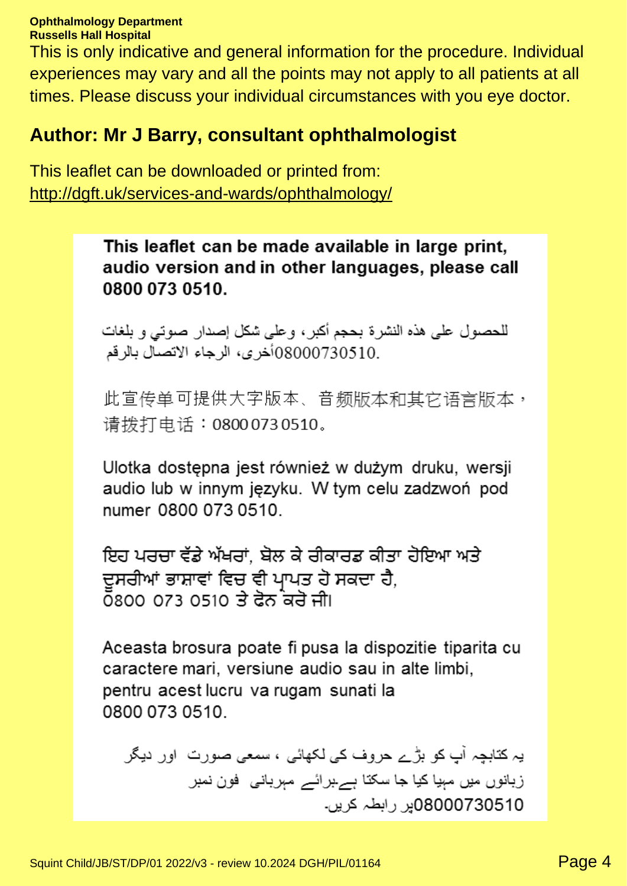**Ophthalmology Department**
**Russells Hall Hospital**

This is only indicative and general information for the procedure. Individual experiences may vary and all the points may not apply to all patients at all times. Please discuss your individual circumstances with you eye doctor.

## Author: Mr J Barry, consultant ophthalmologist

This leaflet can be downloaded or printed from:
http://dgft.uk/services-and-wards/ophthalmology/

**This leaflet can be made available in large print, audio version and in other languages, please call 0800 073 0510.**

للحصول على هذه النشرة بحجم أكبر، وعلى شكل إصدار صوتي و بلغات أخرى، الرجاء الاتصال بالرقم 08000730510.

此宣传单可提供大字版本、音频版本和其它语言版本，请拨打电话：0800 073 0510。

Ulotka dostępna jest również w dużym druku, wersji audio lub w innym języku. W tym celu zadzwoń pod numer 0800 073 0510.

ਇਹ ਪਰਚਾ ਵੱਡੇ ਅੱਖਰਾਂ, ਬੋਲ ਕੇ ਰੀਕਾਰਡ ਕੀਤਾ ਹੋਇਆ ਅਤੇ ਦੂਸਰੀਆਂ ਭਾਸ਼ਾਵਾਂ ਵਿਚ ਵੀ ਪ੍ਰਾਪਤ ਹੋ ਸਕਦਾ ਹੈ, 0800 073 0510 ਤੇ ਫੋਨ ਕਰੋ ਜੀ।

Aceasta brosura poate fi pusa la dispozitie tiparita cu caractere mari, versiune audio sau in alte limbi, pentru acest lucru va rugam sunati la 0800 073 0510.

یہ کتابچہ آپ کو بڑے حروف کی لکھائی ، سمعی صورت اور دیگر زبانوں میں مہیا کیا جا سکتا ہے۔برائے مہربانی فون نمبر 08000730510پر رابطہ کریں۔

Squint Child/JB/ST/DP/01 2022/v3 - review 10.2024 DGH/PIL/01164